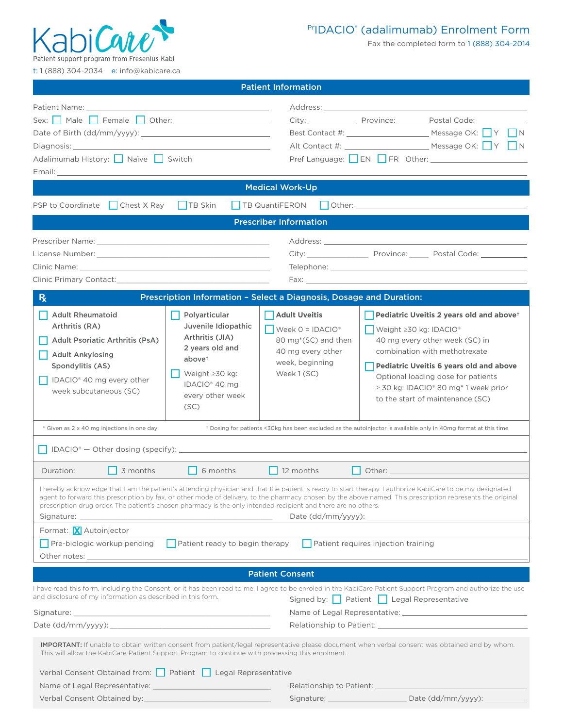KabiCare
Patient support program from Fresenius Kabi

t: 1 (888) 304-2034 e: info@kabicare.ca

# [Pr]IDACIO® (adalimumab) Enrolment Form

Fax the completed form to 1 (888) 304-2014

## Patient Information

Patient Name: ____________________

Sex: ☐ Male ☐ Female ☐ Other: ____________________

Date of Birth (dd/mm/yyyy): ____________________

Diagnosis: ____________________

Adalimumab History: ☐ Naïve ☐ Switch

Email: ____________________

Address: ____________________

City: __________ Province: __________ Postal Code: __________

Best Contact #: ____________________ Message OK: ☐ Y ☐ N

Alt Contact #: ____________________ Message OK: ☐ Y ☐ N

Pref Language: ☐ EN ☐ FR Other: ____________________

## Medical Work-Up

PSP to Coordinate ☐ Chest X Ray ☐ TB Skin ☐ TB QuantiFERON ☐ Other: ____________________

## Prescriber Information

Prescriber Name: ____________________

License Number: ____________________

Clinic Name: ____________________

Clinic Primary Contact: ____________________

Address: ____________________

City: __________ Province: __________ Postal Code: __________

Telephone: ____________________

Fax: ____________________

## Rx Prescription Information – Select a Diagnosis, Dosage and Duration:

| | | | |
|---|---|---|---|
| ☐ **Adult Rheumatoid Arthritis (RA)**<br>☐ **Adult Psoriatic Arthritis (PsA)**<br>☐ **Adult Ankylosing Spondylitis (AS)**<br>☐ IDACIO® 40 mg every other week subcutaneous (SC) | ☐ **Polyarticular Juvenile Idiopathic Arthritis (JIA) 2 years old and above†**<br>☐ Weight ≥30 kg: IDACIO® 40 mg every other week (SC) | ☐ **Adult Uveitis**<br>☐ Week 0 = IDACIO® 80 mg*(SC) and then 40 mg every other week, beginning Week 1 (SC) | ☐ **Pediatric Uveitis 2 years old and above†**<br>☐ Weight ≥30 kg: IDACIO® 40 mg every other week (SC) in combination with methotrexate<br>☐ **Pediatric Uveitis 6 years old and above**<br>Optional loading dose for patients ≥ 30 kg: IDACIO® 80 mg* 1 week prior to the start of maintenance (SC) |

\* Given as 2 x 40 mg injections in one day

† Dosing for patients <30kg has been excluded as the autoinjector is available only in 40mg format at this time

☐ IDACIO® — Other dosing (specify): ____________________

Duration: ☐ 3 months ☐ 6 months ☐ 12 months ☐ Other: ____________________

I hereby acknowledge that I am the patient's attending physician and that the patient is ready to start therapy. I authorize KabiCare to be my designated agent to forward this prescription by fax, or other mode of delivery, to the pharmacy chosen by the above named. This prescription represents the original prescription drug order. The patient's chosen pharmacy is the only intended recipient and there are no others.

Signature: ____________________ Date (dd/mm/yyyy): ____________________

Format: ☒ Autoinjector

☐ Pre-biologic workup pending ☐ Patient ready to begin therapy ☐ Patient requires injection training

Other notes: ____________________

## Patient Consent

I have read this form, including the Consent, or it has been read to me. I agree to be enrolled in the KabiCare Patient Support Program and authorize the use and disclosure of my information as described in this form.

Signed by: ☐ Patient ☐ Legal Representative

Signature: ____________________

Date (dd/mm/yyyy): ____________________

Name of Legal Representative: ____________________

Relationship to Patient: ____________________

**IMPORTANT:** If unable to obtain written consent from patient/legal representative please document when verbal consent was obtained and by whom. This will allow the KabiCare Patient Support Program to continue with processing this enrolment.

Verbal Consent Obtained from: ☐ Patient ☐ Legal Representative

Name of Legal Representative: ____________________

Verbal Consent Obtained by: ____________________

Relationship to Patient: ____________________

Signature: ____________________ Date (dd/mm/yyyy): __________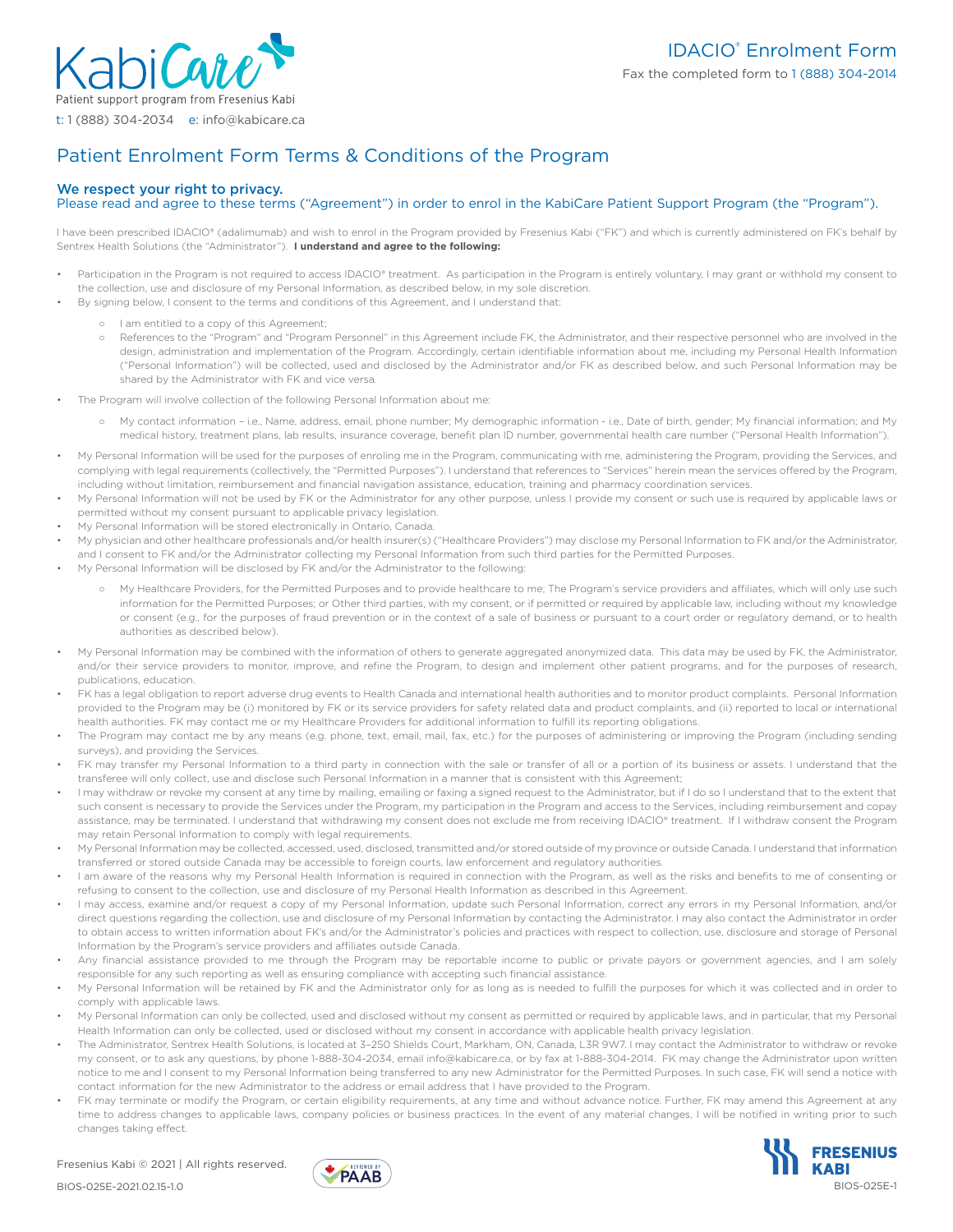KabiCare
Patient support program from Fresenius Kabi

t: 1 (888) 304-2034 e: info@kabicare.ca

IDACIO® Enrolment Form

Fax the completed form to 1 (888) 304-2014

# Patient Enrolment Form Terms & Conditions of the Program

## We respect your right to privacy.

Please read and agree to these terms ("Agreement") in order to enrol in the KabiCare Patient Support Program (the "Program").

I have been prescribed IDACIO® (adalimumab) and wish to enrol in the Program provided by Fresenius Kabi ("FK") and which is currently administered on FK's behalf by Sentrex Health Solutions (the "Administrator"). **I understand and agree to the following:**

- Participation in the Program is not required to access IDACIO® treatment. As participation in the Program is entirely voluntary, I may grant or withhold my consent to the collection, use and disclosure of my Personal Information, as described below, in my sole discretion.
- By signing below, I consent to the terms and conditions of this Agreement, and I understand that:
  - I am entitled to a copy of this Agreement;
  - References to the "Program" and "Program Personnel" in this Agreement include FK, the Administrator, and their respective personnel who are involved in the design, administration and implementation of the Program. Accordingly, certain identifiable information about me, including my Personal Health Information ("Personal Information") will be collected, used and disclosed by the Administrator and/or FK as described below, and such Personal Information may be shared by the Administrator with FK and vice versa.
- The Program will involve collection of the following Personal Information about me:
  - My contact information – i.e., Name, address, email, phone number; My demographic information - i.e., Date of birth, gender; My financial information; and My medical history, treatment plans, lab results, insurance coverage, benefit plan ID number, governmental health care number ("Personal Health Information").
- My Personal Information will be used for the purposes of enroling me in the Program, communicating with me, administering the Program, providing the Services, and complying with legal requirements (collectively, the "Permitted Purposes"). I understand that references to "Services" herein mean the services offered by the Program, including without limitation, reimbursement and financial navigation assistance, education, training and pharmacy coordination services.
- My Personal Information will not be used by FK or the Administrator for any other purpose, unless I provide my consent or such use is required by applicable laws or permitted without my consent pursuant to applicable privacy legislation.
- My Personal Information will be stored electronically in Ontario, Canada.
- My physician and other healthcare professionals and/or health insurer(s) ("Healthcare Providers") may disclose my Personal Information to FK and/or the Administrator, and I consent to FK and/or the Administrator collecting my Personal Information from such third parties for the Permitted Purposes.
- My Personal Information will be disclosed by FK and/or the Administrator to the following:
  - My Healthcare Providers, for the Permitted Purposes and to provide healthcare to me; The Program's service providers and affiliates, which will only use such information for the Permitted Purposes; or Other third parties, with my consent, or if permitted or required by applicable law, including without my knowledge or consent (e.g., for the purposes of fraud prevention or in the context of a sale of business or pursuant to a court order or regulatory demand, or to health authorities as described below).
- My Personal Information may be combined with the information of others to generate aggregated anonymized data. This data may be used by FK, the Administrator, and/or their service providers to monitor, improve, and refine the Program, to design and implement other patient programs, and for the purposes of research, publications, education.
- FK has a legal obligation to report adverse drug events to Health Canada and international health authorities and to monitor product complaints. Personal Information provided to the Program may be (i) monitored by FK or its service providers for safety related data and product complaints, and (ii) reported to local or international health authorities. FK may contact me or my Healthcare Providers for additional information to fulfill its reporting obligations.
- The Program may contact me by any means (e.g. phone, text, email, mail, fax, etc.) for the purposes of administering or improving the Program (including sending surveys), and providing the Services.
- FK may transfer my Personal Information to a third party in connection with the sale or transfer of all or a portion of its business or assets. I understand that the transferee will only collect, use and disclose such Personal Information in a manner that is consistent with this Agreement;
- I may withdraw or revoke my consent at any time by mailing, emailing or faxing a signed request to the Administrator, but if I do so I understand that to the extent that such consent is necessary to provide the Services under the Program, my participation in the Program and access to the Services, including reimbursement and copay assistance, may be terminated. I understand that withdrawing my consent does not exclude me from receiving IDACIO® treatment. If I withdraw consent the Program may retain Personal Information to comply with legal requirements.
- My Personal Information may be collected, accessed, used, disclosed, transmitted and/or stored outside of my province or outside Canada. I understand that information transferred or stored outside Canada may be accessible to foreign courts, law enforcement and regulatory authorities.
- I am aware of the reasons why my Personal Health Information is required in connection with the Program, as well as the risks and benefits to me of consenting or refusing to consent to the collection, use and disclosure of my Personal Health Information as described in this Agreement.
- I may access, examine and/or request a copy of my Personal Information, update such Personal Information, correct any errors in my Personal Information, and/or direct questions regarding the collection, use and disclosure of my Personal Information by contacting the Administrator. I may also contact the Administrator in order to obtain access to written information about FK's and/or the Administrator's policies and practices with respect to collection, use, disclosure and storage of Personal Information by the Program's service providers and affiliates outside Canada.
- Any financial assistance provided to me through the Program may be reportable income to public or private payors or government agencies, and I am solely responsible for any such reporting as well as ensuring compliance with accepting such financial assistance.
- My Personal Information will be retained by FK and the Administrator only for as long as is needed to fulfill the purposes for which it was collected and in order to comply with applicable laws.
- My Personal Information can only be collected, used and disclosed without my consent as permitted or required by applicable laws, and in particular, that my Personal Health Information can only be collected, used or disclosed without my consent in accordance with applicable health privacy legislation.
- The Administrator, Sentrex Health Solutions, is located at 3–250 Shields Court, Markham, ON, Canada, L3R 9W7. I may contact the Administrator to withdraw or revoke my consent, or to ask any questions, by phone 1-888-304-2034, email info@kabicare.ca, or by fax at 1-888-304-2014. FK may change the Administrator upon written notice to me and I consent to my Personal Information being transferred to any new Administrator for the Permitted Purposes. In such case, FK will send a notice with contact information for the new Administrator to the address or email address that I have provided to the Program.
- FK may terminate or modify the Program, or certain eligibility requirements, at any time and without advance notice. Further, FK may amend this Agreement at any time to address changes to applicable laws, company policies or business practices. In the event of any material changes, I will be notified in writing prior to such changes taking effect.

Fresenius Kabi © 2021 | All rights reserved.

BIOS-025E-2021.02.15-1.0

BIOS-025E-1